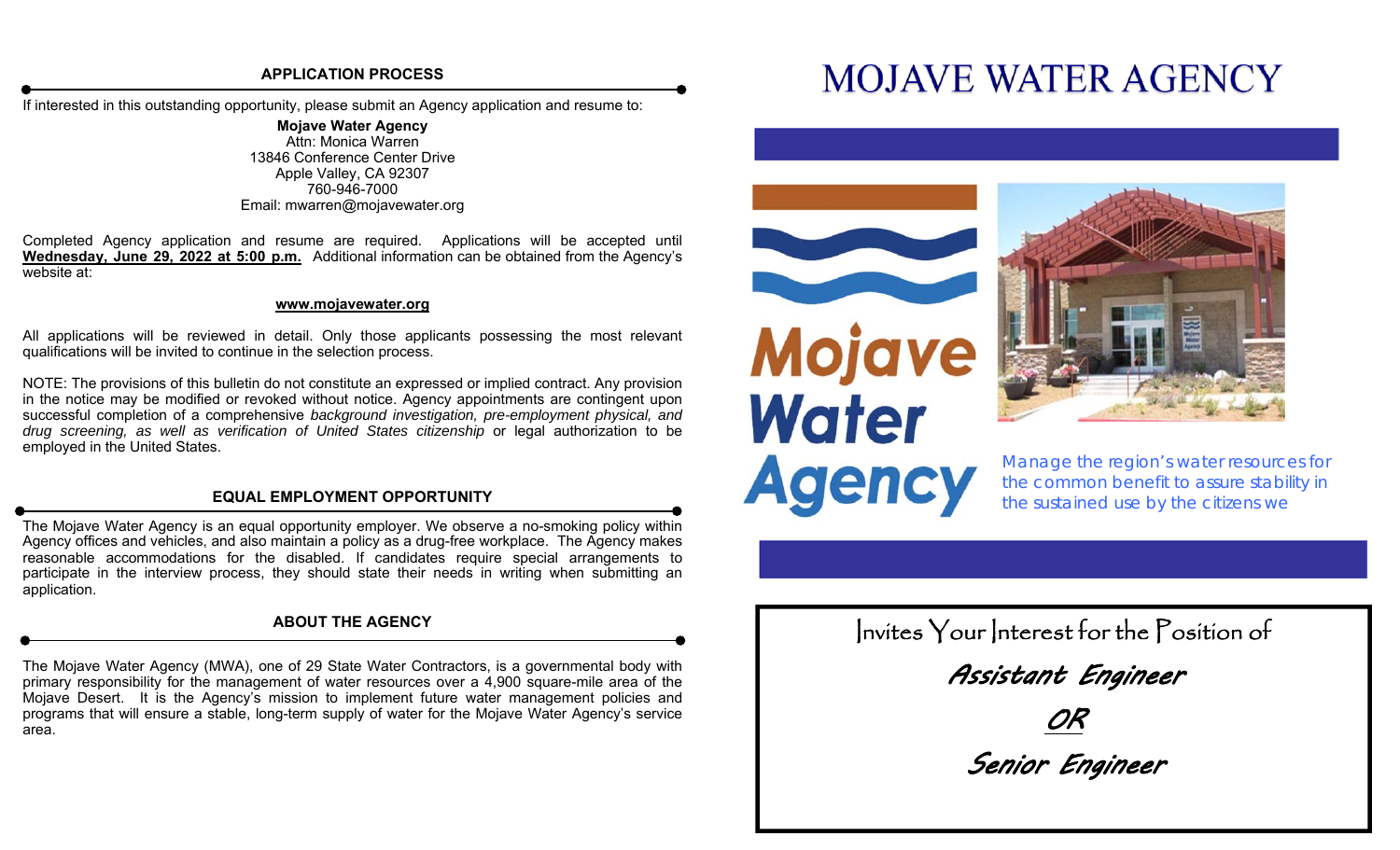## APPLICATION PROCESS

If interested in this outstanding opportunity, please submit an Agency application and resume to:

**Mojave Water Agency**
Attn: Monica Warren
13846 Conference Center Drive
Apple Valley, CA 92307
760-946-7000
Email: mwarren@mojavewater.org

Completed Agency application and resume are required. Applications will be accepted until **Wednesday, June 29, 2022 at 5:00 p.m.** Additional information can be obtained from the Agency's website at:

**www.mojavewater.org**

All applications will be reviewed in detail. Only those applicants possessing the most relevant qualifications will be invited to continue in the selection process.

NOTE: The provisions of this bulletin do not constitute an expressed or implied contract. Any provision in the notice may be modified or revoked without notice. Agency appointments are contingent upon successful completion of a comprehensive *background investigation, pre-employment physical, and drug screening, as well as verification of United States citizenship* or legal authorization to be employed in the United States.

## EQUAL EMPLOYMENT OPPORTUNITY

The Mojave Water Agency is an equal opportunity employer. We observe a no-smoking policy within Agency offices and vehicles, and also maintain a policy as a drug-free workplace. The Agency makes reasonable accommodations for the disabled. If candidates require special arrangements to participate in the interview process, they should state their needs in writing when submitting an application.

## ABOUT THE AGENCY

The Mojave Water Agency (MWA), one of 29 State Water Contractors, is a governmental body with primary responsibility for the management of water resources over a 4,900 square-mile area of the Mojave Desert. It is the Agency's mission to implement future water management policies and programs that will ensure a stable, long-term supply of water for the Mojave Water Agency's service area.

# MOJAVE WATER AGENCY

Mojave Water Agency

Manage the region's water resources for the common benefit to assure stability in the sustained use by the citizens we

Invites Your Interest for the Position of

***Assistant Engineer***

***OR***

***Senior Engineer***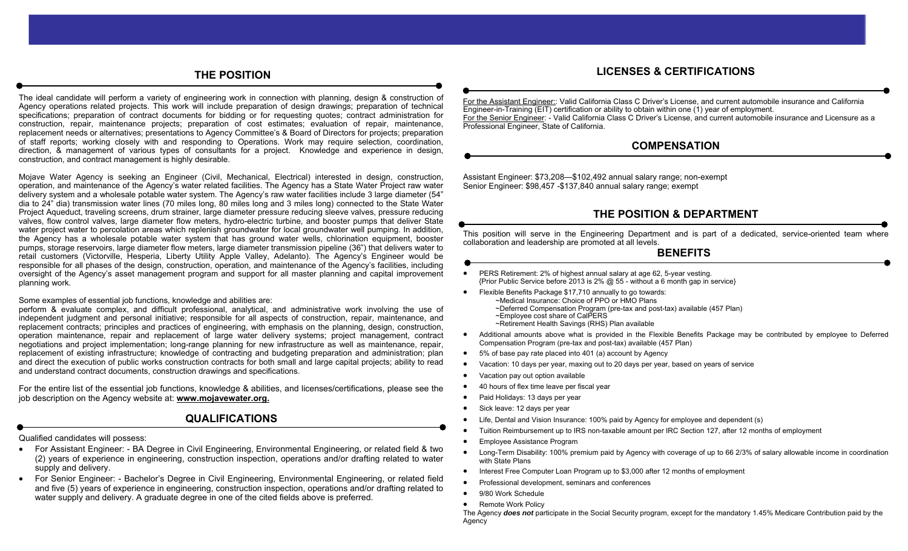## THE POSITION

The ideal candidate will perform a variety of engineering work in connection with planning, design & construction of Agency operations related projects. This work will include preparation of design drawings; preparation of technical specifications; preparation of contract documents for bidding or for requesting quotes; contract administration for construction, repair, maintenance projects; preparation of cost estimates; evaluation of repair, maintenance, replacement needs or alternatives; presentations to Agency Committee's & Board of Directors for projects; preparation of staff reports; working closely with and responding to Operations. Work may require selection, coordination, direction, & management of various types of consultants for a project. Knowledge and experience in design, construction, and contract management is highly desirable.

Mojave Water Agency is seeking an Engineer (Civil, Mechanical, Electrical) interested in design, construction, operation, and maintenance of the Agency's water related facilities. The Agency has a State Water Project raw water delivery system and a wholesale potable water system. The Agency's raw water facilities include 3 large diameter (54" dia to 24" dia) transmission water lines (70 miles long, 80 miles long and 3 miles long) connected to the State Water Project Aqueduct, traveling screens, drum strainer, large diameter pressure reducing sleeve valves, pressure reducing valves, flow control valves, large diameter flow meters, hydro-electric turbine, and booster pumps that deliver State water project water to percolation areas which replenish groundwater for local groundwater well pumping. In addition, the Agency has a wholesale potable water system that has ground water wells, chlorination equipment, booster pumps, storage reservoirs, large diameter flow meters, large diameter transmission pipeline (36") that delivers water to retail customers (Victorville, Hesperia, Liberty Utility Apple Valley, Adelanto). The Agency's Engineer would be responsible for all phases of the design, construction, operation, and maintenance of the Agency's facilities, including oversight of the Agency's asset management program and support for all master planning and capital improvement planning work.

Some examples of essential job functions, knowledge and abilities are:

perform & evaluate complex, and difficult professional, analytical, and administrative work involving the use of independent judgment and personal initiative; responsible for all aspects of construction, repair, maintenance, and replacement contracts; principles and practices of engineering, with emphasis on the planning, design, construction, operation maintenance, repair and replacement of large water delivery systems; project management, contract negotiations and project implementation; long-range planning for new infrastructure as well as maintenance, repair, replacement of existing infrastructure; knowledge of contracting and budgeting preparation and administration; plan and direct the execution of public works construction contracts for both small and large capital projects; ability to read and understand contract documents, construction drawings and specifications.

For the entire list of the essential job functions, knowledge & abilities, and licenses/certifications, please see the job description on the Agency website at: **www.mojavewater.org.**

## QUALIFICATIONS

Qualified candidates will possess:

- For Assistant Engineer: - BA Degree in Civil Engineering, Environmental Engineering, or related field & two (2) years of experience in engineering, construction inspection, operations and/or drafting related to water supply and delivery.
- For Senior Engineer: - Bachelor's Degree in Civil Engineering, Environmental Engineering, or related field and five (5) years of experience in engineering, construction inspection, operations and/or drafting related to water supply and delivery. A graduate degree in one of the cited fields above is preferred.

## LICENSES & CERTIFICATIONS

For the Assistant Engineer:: Valid California Class C Driver's License, and current automobile insurance and California Engineer-in-Training (EIT) certification or ability to obtain within one (1) year of employment.
For the Senior Engineer: - Valid California Class C Driver's License, and current automobile insurance and Licensure as a Professional Engineer, State of California.

## COMPENSATION

Assistant Engineer: $73,208—$102,492 annual salary range; non-exempt
Senior Engineer: $98,457 -$137,840 annual salary range; exempt

## THE POSITION & DEPARTMENT

This position will serve in the Engineering Department and is part of a dedicated, service-oriented team where collaboration and leadership are promoted at all levels.

## BENEFITS

- PERS Retirement: 2% of highest annual salary at age 62, 5-year vesting.
  {Prior Public Service before 2013 is 2% @ 55 - without a 6 month gap in service}
- Flexible Benefits Package $17,710 annually to go towards:
  ~Medical Insurance: Choice of PPO or HMO Plans
  ~Deferred Compensation Program (pre-tax and post-tax) available (457 Plan)
  ~Employee cost share of CalPERS
  ~Retirement Health Savings (RHS) Plan available
- Additional amounts above what is provided in the Flexible Benefits Package may be contributed by employee to Deferred Compensation Program (pre-tax and post-tax) available (457 Plan)
- 5% of base pay rate placed into 401 (a) account by Agency
- Vacation: 10 days per year, maxing out to 20 days per year, based on years of service
- Vacation pay out option available
- 40 hours of flex time leave per fiscal year
- Paid Holidays: 13 days per year
- Sick leave: 12 days per year
- Life, Dental and Vision Insurance: 100% paid by Agency for employee and dependent (s)
- Tuition Reimbursement up to IRS non-taxable amount per IRC Section 127, after 12 months of employment
- Employee Assistance Program
- Long-Term Disability: 100% premium paid by Agency with coverage of up to 66 2/3% of salary allowable income in coordination with State Plans
- Interest Free Computer Loan Program up to $3,000 after 12 months of employment
- Professional development, seminars and conferences
- 9/80 Work Schedule
- Remote Work Policy

The Agency ***does not*** participate in the Social Security program, except for the mandatory 1.45% Medicare Contribution paid by the Agency